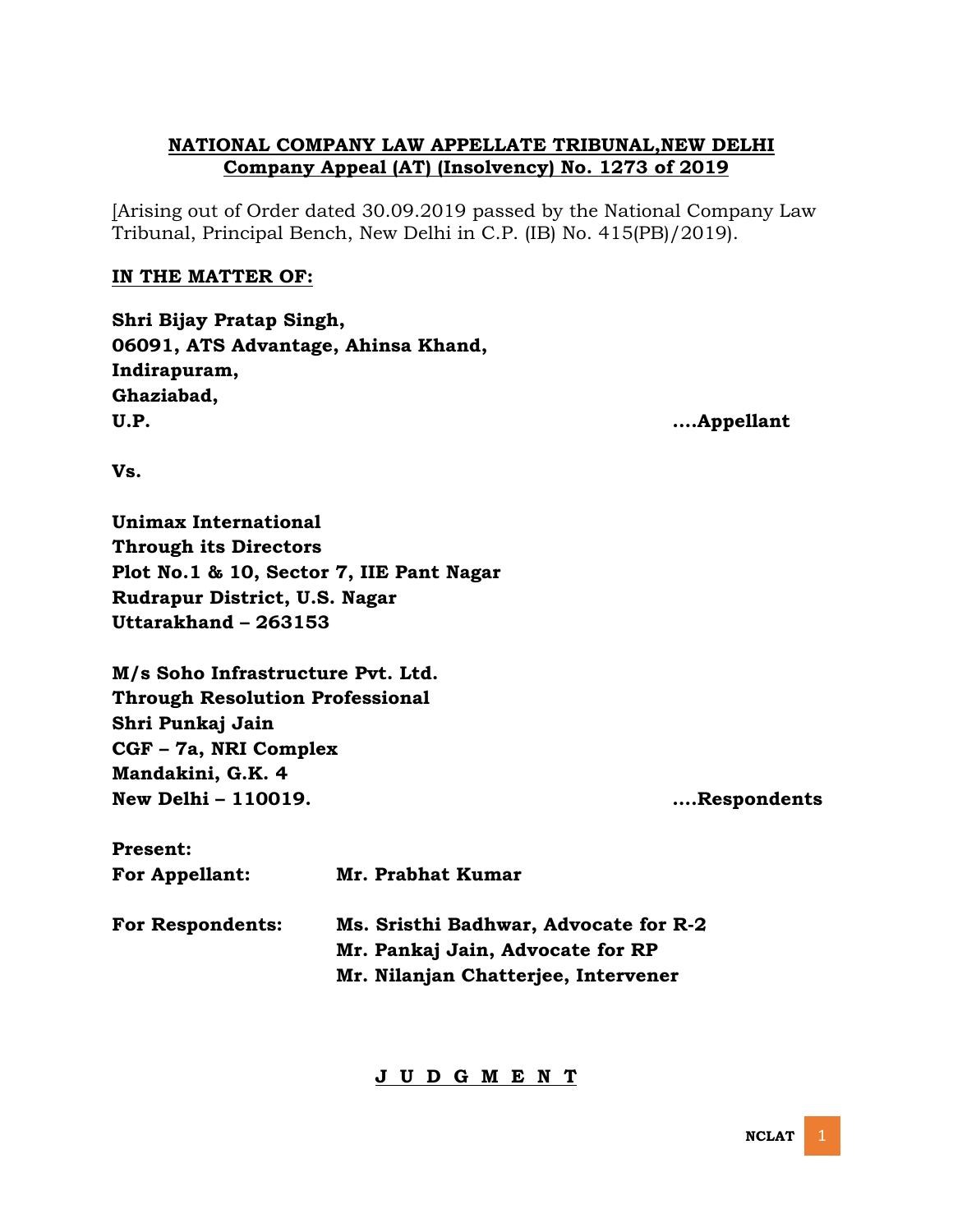**NATIONAL COMPANY LAW APPELLATE TRIBUNAL,NEW DELHI**
**Company Appeal (AT) (Insolvency) No. 1273 of 2019**

[Arising out of Order dated 30.09.2019 passed by the National Company Law Tribunal, Principal Bench, New Delhi in C.P. (IB) No. 415(PB)/2019).

**IN THE MATTER OF:**

**Shri Bijay Pratap Singh,**
**06091, ATS Advantage, Ahinsa Khand,**
**Indirapuram,**
**Ghaziabad,**
**U.P.** ....**Appellant**

**Vs.**

**Unimax International**
**Through its Directors**
**Plot No.1 & 10, Sector 7, IIE Pant Nagar**
**Rudrapur District, U.S. Nagar**
**Uttarakhand – 263153**

**M/s Soho Infrastructure Pvt. Ltd.**
**Through Resolution Professional**
**Shri Punkaj Jain**
**CGF – 7a, NRI Complex**
**Mandakini, G.K. 4**
**New Delhi – 110019.** ....**Respondents**

**Present:**

**For Appellant:** **Mr. Prabhat Kumar**

**For Respondents:** **Ms. Sristhi Badhwar, Advocate for R-2**
**Mr. Pankaj Jain, Advocate for RP**
**Mr. Nilanjan Chatterjee, Intervener**

**J U D G M E N T**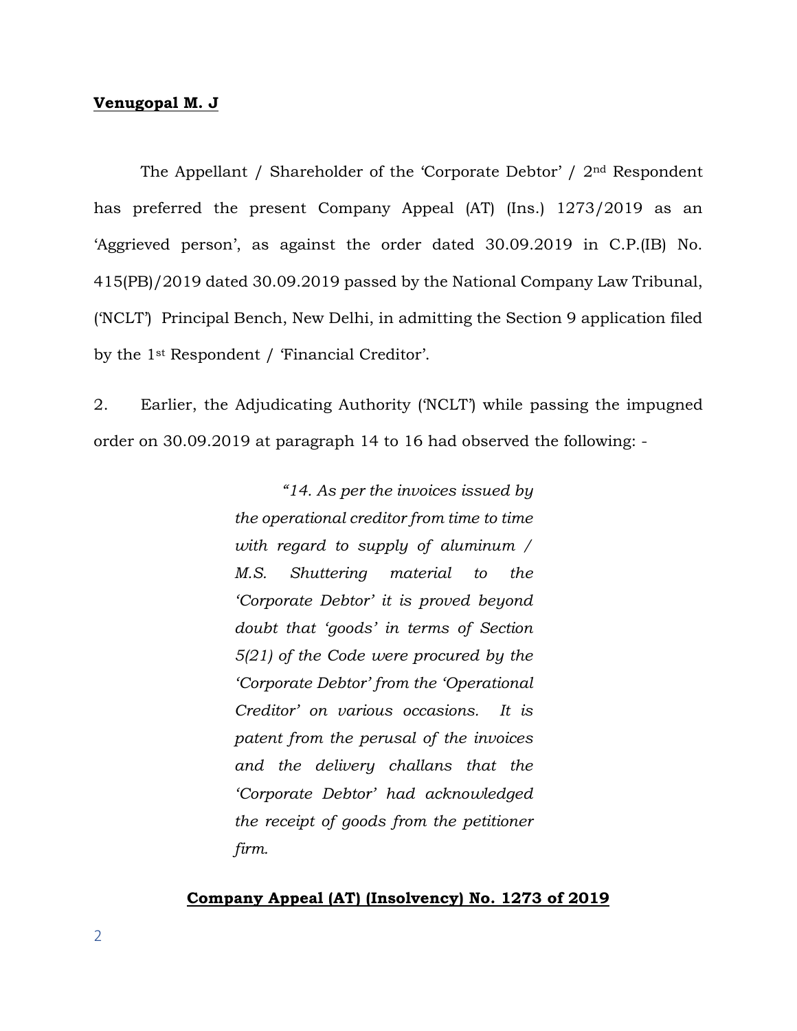**Venugopal M. J**

The Appellant / Shareholder of the 'Corporate Debtor' / 2nd Respondent has preferred the present Company Appeal (AT) (Ins.) 1273/2019 as an 'Aggrieved person', as against the order dated 30.09.2019 in C.P.(IB) No. 415(PB)/2019 dated 30.09.2019 passed by the National Company Law Tribunal, ('NCLT') Principal Bench, New Delhi, in admitting the Section 9 application filed by the 1st Respondent / 'Financial Creditor'.

2. Earlier, the Adjudicating Authority ('NCLT') while passing the impugned order on 30.09.2019 at paragraph 14 to 16 had observed the following: -

> *"14. As per the invoices issued by the operational creditor from time to time with regard to supply of aluminum / M.S. Shuttering material to the 'Corporate Debtor' it is proved beyond doubt that 'goods' in terms of Section 5(21) of the Code were procured by the 'Corporate Debtor' from the 'Operational Creditor' on various occasions. It is patent from the perusal of the invoices and the delivery challans that the 'Corporate Debtor' had acknowledged the receipt of goods from the petitioner firm.*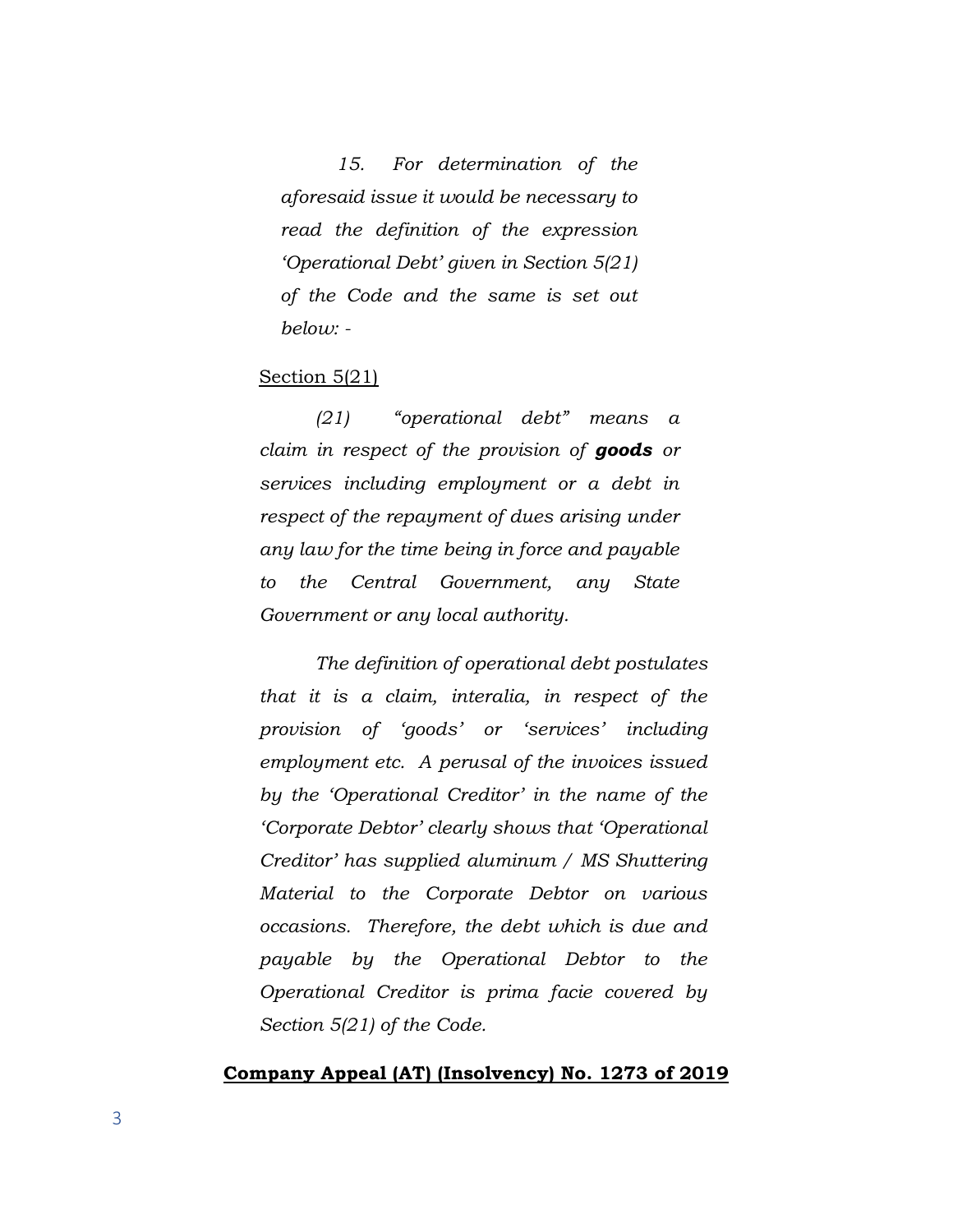*15. For determination of the aforesaid issue it would be necessary to read the definition of the expression 'Operational Debt' given in Section 5(21) of the Code and the same is set out below: -*

<u>Section 5(21)</u>

*(21) "operational debt" means a claim in respect of the provision of **goods** or services including employment or a debt in respect of the repayment of dues arising under any law for the time being in force and payable to the Central Government, any State Government or any local authority.*

*The definition of operational debt postulates that it is a claim, interalia, in respect of the provision of 'goods' or 'services' including employment etc. A perusal of the invoices issued by the 'Operational Creditor' in the name of the 'Corporate Debtor' clearly shows that 'Operational Creditor' has supplied aluminum / MS Shuttering Material to the Corporate Debtor on various occasions. Therefore, the debt which is due and payable by the Operational Debtor to the Operational Creditor is prima facie covered by Section 5(21) of the Code.*

**<u>Company Appeal (AT) (Insolvency) No. 1273 of 2019</u>**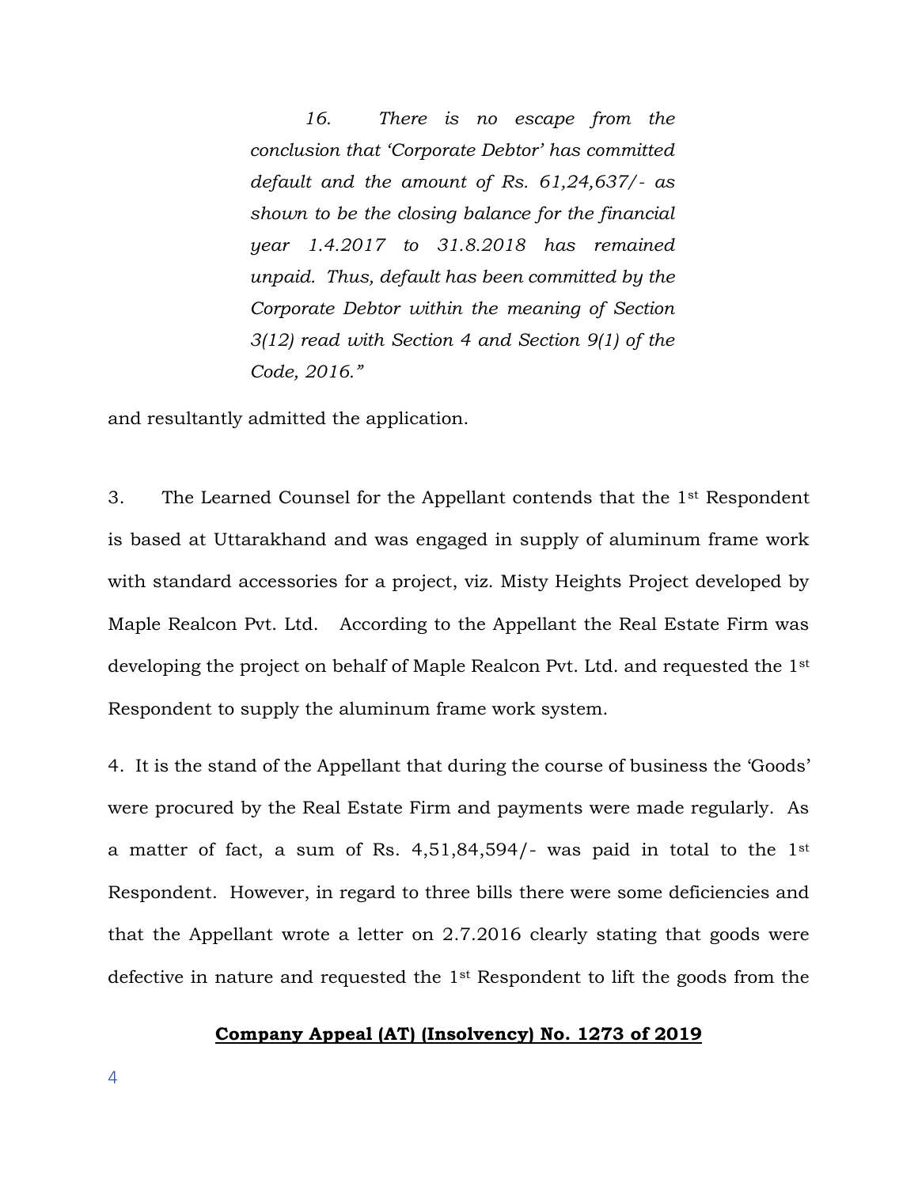> *16. There is no escape from the conclusion that 'Corporate Debtor' has committed default and the amount of Rs. 61,24,637/- as shown to be the closing balance for the financial year 1.4.2017 to 31.8.2018 has remained unpaid. Thus, default has been committed by the Corporate Debtor within the meaning of Section 3(12) read with Section 4 and Section 9(1) of the Code, 2016."*

and resultantly admitted the application.

3. The Learned Counsel for the Appellant contends that the 1st Respondent is based at Uttarakhand and was engaged in supply of aluminum frame work with standard accessories for a project, viz. Misty Heights Project developed by Maple Realcon Pvt. Ltd. According to the Appellant the Real Estate Firm was developing the project on behalf of Maple Realcon Pvt. Ltd. and requested the 1st Respondent to supply the aluminum frame work system.

4. It is the stand of the Appellant that during the course of business the 'Goods' were procured by the Real Estate Firm and payments were made regularly. As a matter of fact, a sum of Rs. 4,51,84,594/- was paid in total to the 1st Respondent. However, in regard to three bills there were some deficiencies and that the Appellant wrote a letter on 2.7.2016 clearly stating that goods were defective in nature and requested the 1st Respondent to lift the goods from the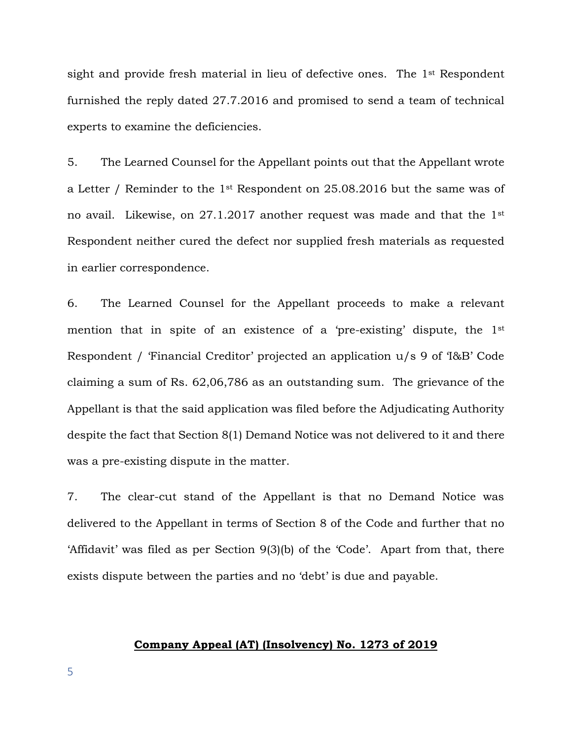sight and provide fresh material in lieu of defective ones. The 1st Respondent furnished the reply dated 27.7.2016 and promised to send a team of technical experts to examine the deficiencies.

5. The Learned Counsel for the Appellant points out that the Appellant wrote a Letter / Reminder to the 1st Respondent on 25.08.2016 but the same was of no avail. Likewise, on 27.1.2017 another request was made and that the 1st Respondent neither cured the defect nor supplied fresh materials as requested in earlier correspondence.

6. The Learned Counsel for the Appellant proceeds to make a relevant mention that in spite of an existence of a 'pre-existing' dispute, the 1st Respondent / 'Financial Creditor' projected an application u/s 9 of 'I&B' Code claiming a sum of Rs. 62,06,786 as an outstanding sum. The grievance of the Appellant is that the said application was filed before the Adjudicating Authority despite the fact that Section 8(1) Demand Notice was not delivered to it and there was a pre-existing dispute in the matter.

7. The clear-cut stand of the Appellant is that no Demand Notice was delivered to the Appellant in terms of Section 8 of the Code and further that no 'Affidavit' was filed as per Section 9(3)(b) of the 'Code'. Apart from that, there exists dispute between the parties and no 'debt' is due and payable.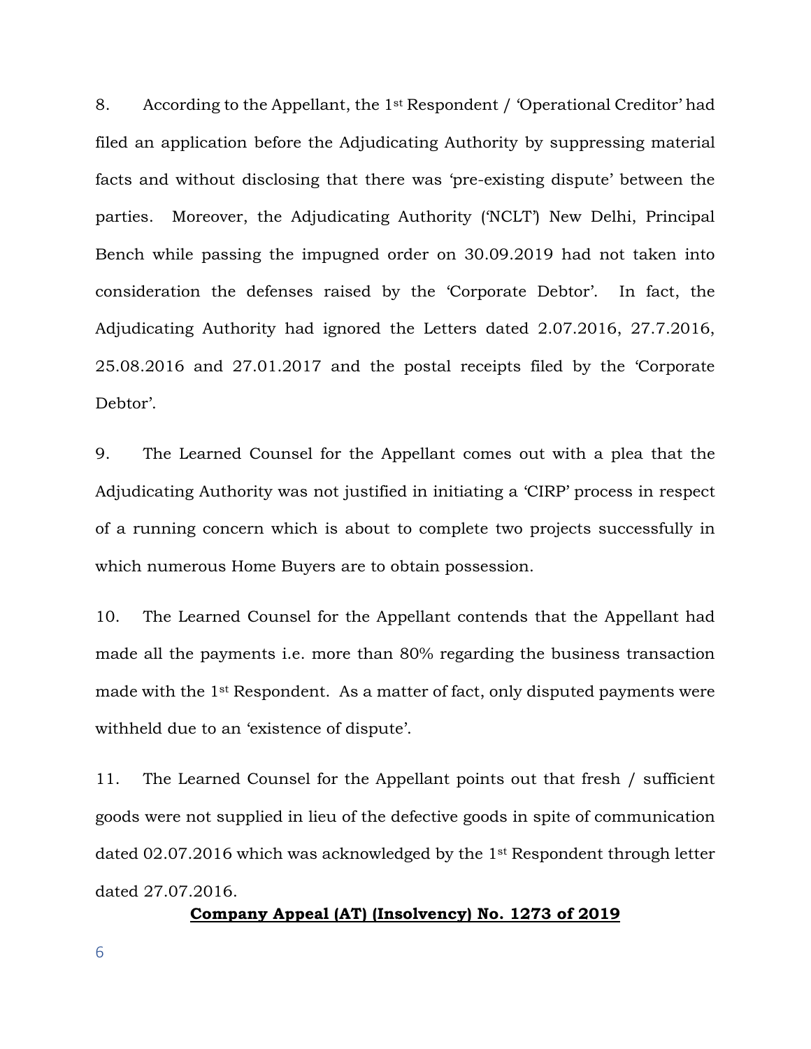8. According to the Appellant, the 1[st] Respondent / 'Operational Creditor' had filed an application before the Adjudicating Authority by suppressing material facts and without disclosing that there was 'pre-existing dispute' between the parties. Moreover, the Adjudicating Authority ('NCLT') New Delhi, Principal Bench while passing the impugned order on 30.09.2019 had not taken into consideration the defenses raised by the 'Corporate Debtor'. In fact, the Adjudicating Authority had ignored the Letters dated 2.07.2016, 27.7.2016, 25.08.2016 and 27.01.2017 and the postal receipts filed by the 'Corporate Debtor'.

9. The Learned Counsel for the Appellant comes out with a plea that the Adjudicating Authority was not justified in initiating a 'CIRP' process in respect of a running concern which is about to complete two projects successfully in which numerous Home Buyers are to obtain possession.

10. The Learned Counsel for the Appellant contends that the Appellant had made all the payments i.e. more than 80% regarding the business transaction made with the 1[st] Respondent. As a matter of fact, only disputed payments were withheld due to an 'existence of dispute'.

11. The Learned Counsel for the Appellant points out that fresh / sufficient goods were not supplied in lieu of the defective goods in spite of communication dated 02.07.2016 which was acknowledged by the 1[st] Respondent through letter dated 27.07.2016.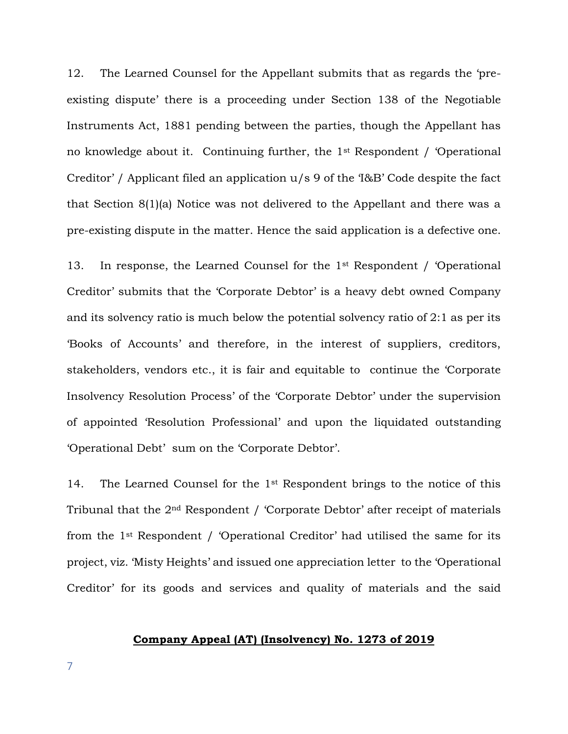12. The Learned Counsel for the Appellant submits that as regards the 'pre-existing dispute' there is a proceeding under Section 138 of the Negotiable Instruments Act, 1881 pending between the parties, though the Appellant has no knowledge about it. Continuing further, the 1st Respondent / 'Operational Creditor' / Applicant filed an application u/s 9 of the 'I&B' Code despite the fact that Section 8(1)(a) Notice was not delivered to the Appellant and there was a pre-existing dispute in the matter. Hence the said application is a defective one.

13. In response, the Learned Counsel for the 1st Respondent / 'Operational Creditor' submits that the 'Corporate Debtor' is a heavy debt owned Company and its solvency ratio is much below the potential solvency ratio of 2:1 as per its 'Books of Accounts' and therefore, in the interest of suppliers, creditors, stakeholders, vendors etc., it is fair and equitable to continue the 'Corporate Insolvency Resolution Process' of the 'Corporate Debtor' under the supervision of appointed 'Resolution Professional' and upon the liquidated outstanding 'Operational Debt' sum on the 'Corporate Debtor'.

14. The Learned Counsel for the 1st Respondent brings to the notice of this Tribunal that the 2nd Respondent / 'Corporate Debtor' after receipt of materials from the 1st Respondent / 'Operational Creditor' had utilised the same for its project, viz. 'Misty Heights' and issued one appreciation letter to the 'Operational Creditor' for its goods and services and quality of materials and the said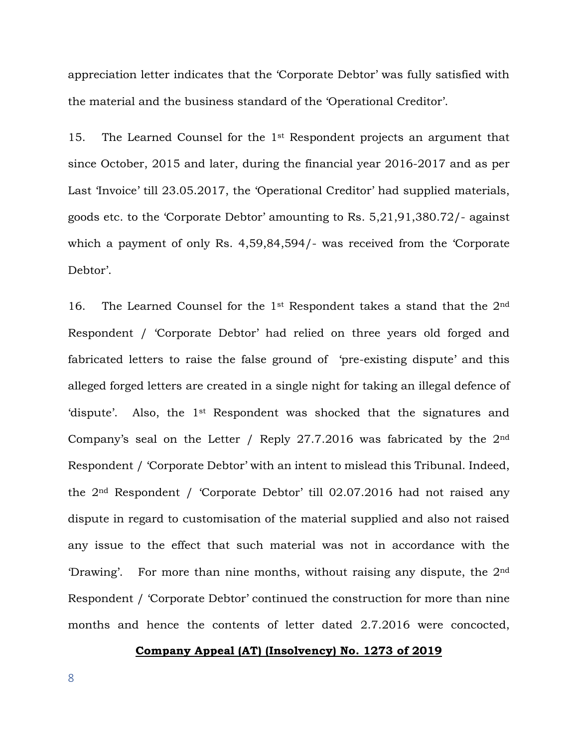appreciation letter indicates that the 'Corporate Debtor' was fully satisfied with the material and the business standard of the 'Operational Creditor'.

15. The Learned Counsel for the 1st Respondent projects an argument that since October, 2015 and later, during the financial year 2016-2017 and as per Last 'Invoice' till 23.05.2017, the 'Operational Creditor' had supplied materials, goods etc. to the 'Corporate Debtor' amounting to Rs. 5,21,91,380.72/- against which a payment of only Rs. 4,59,84,594/- was received from the 'Corporate Debtor'.

16. The Learned Counsel for the 1st Respondent takes a stand that the 2nd Respondent / 'Corporate Debtor' had relied on three years old forged and fabricated letters to raise the false ground of 'pre-existing dispute' and this alleged forged letters are created in a single night for taking an illegal defence of 'dispute'. Also, the 1st Respondent was shocked that the signatures and Company's seal on the Letter / Reply 27.7.2016 was fabricated by the 2nd Respondent / 'Corporate Debtor' with an intent to mislead this Tribunal. Indeed, the 2nd Respondent / 'Corporate Debtor' till 02.07.2016 had not raised any dispute in regard to customisation of the material supplied and also not raised any issue to the effect that such material was not in accordance with the 'Drawing'. For more than nine months, without raising any dispute, the 2nd Respondent / 'Corporate Debtor' continued the construction for more than nine months and hence the contents of letter dated 2.7.2016 were concocted,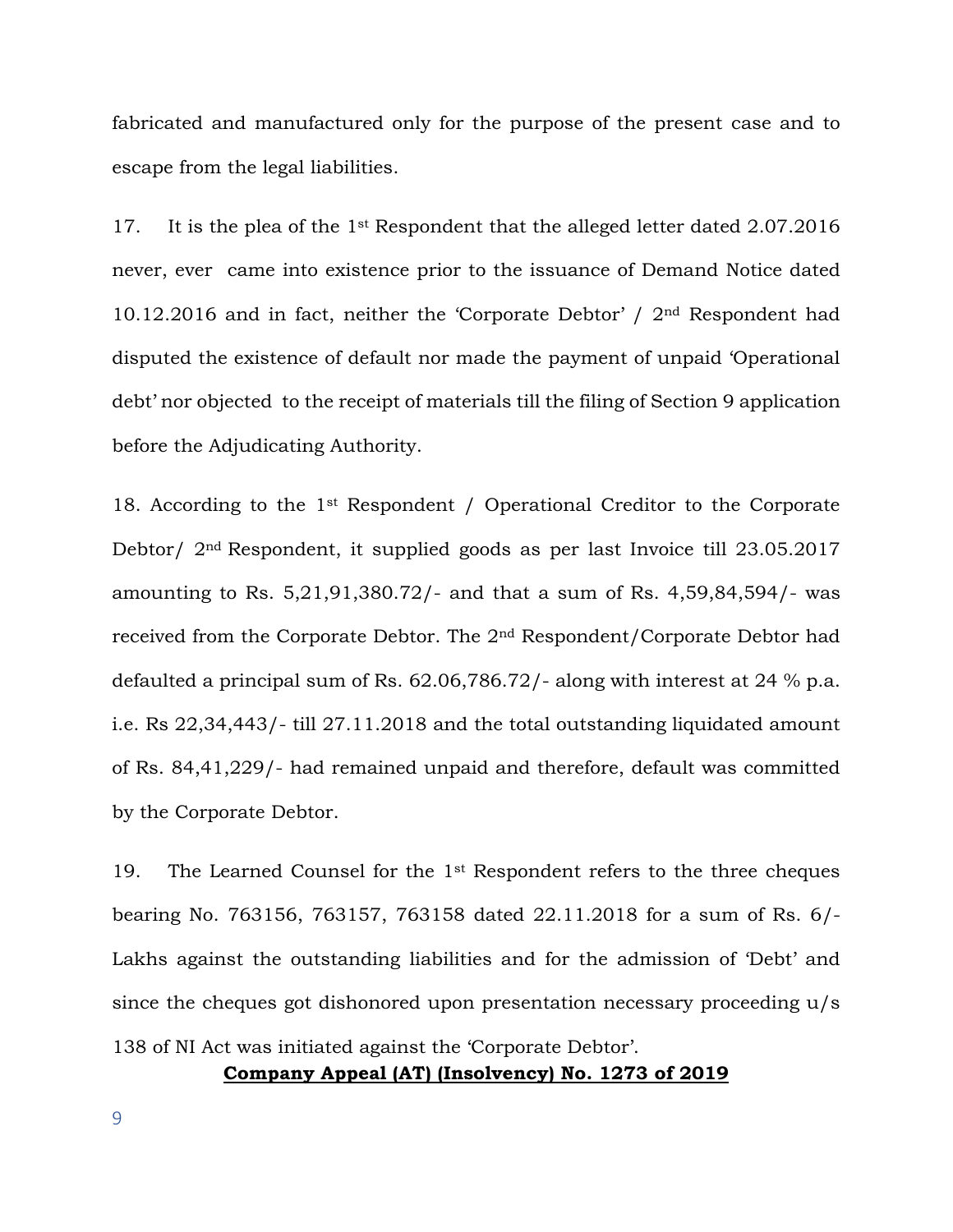fabricated and manufactured only for the purpose of the present case and to escape from the legal liabilities.

17. It is the plea of the 1st Respondent that the alleged letter dated 2.07.2016 never, ever came into existence prior to the issuance of Demand Notice dated 10.12.2016 and in fact, neither the 'Corporate Debtor' / 2nd Respondent had disputed the existence of default nor made the payment of unpaid 'Operational debt' nor objected to the receipt of materials till the filing of Section 9 application before the Adjudicating Authority.

18. According to the 1st Respondent / Operational Creditor to the Corporate Debtor/ 2nd Respondent, it supplied goods as per last Invoice till 23.05.2017 amounting to Rs. 5,21,91,380.72/- and that a sum of Rs. 4,59,84,594/- was received from the Corporate Debtor. The 2nd Respondent/Corporate Debtor had defaulted a principal sum of Rs. 62.06,786.72/- along with interest at 24 % p.a. i.e. Rs 22,34,443/- till 27.11.2018 and the total outstanding liquidated amount of Rs. 84,41,229/- had remained unpaid and therefore, default was committed by the Corporate Debtor.

19. The Learned Counsel for the 1st Respondent refers to the three cheques bearing No. 763156, 763157, 763158 dated 22.11.2018 for a sum of Rs. 6/- Lakhs against the outstanding liabilities and for the admission of 'Debt' and since the cheques got dishonored upon presentation necessary proceeding u/s 138 of NI Act was initiated against the 'Corporate Debtor'.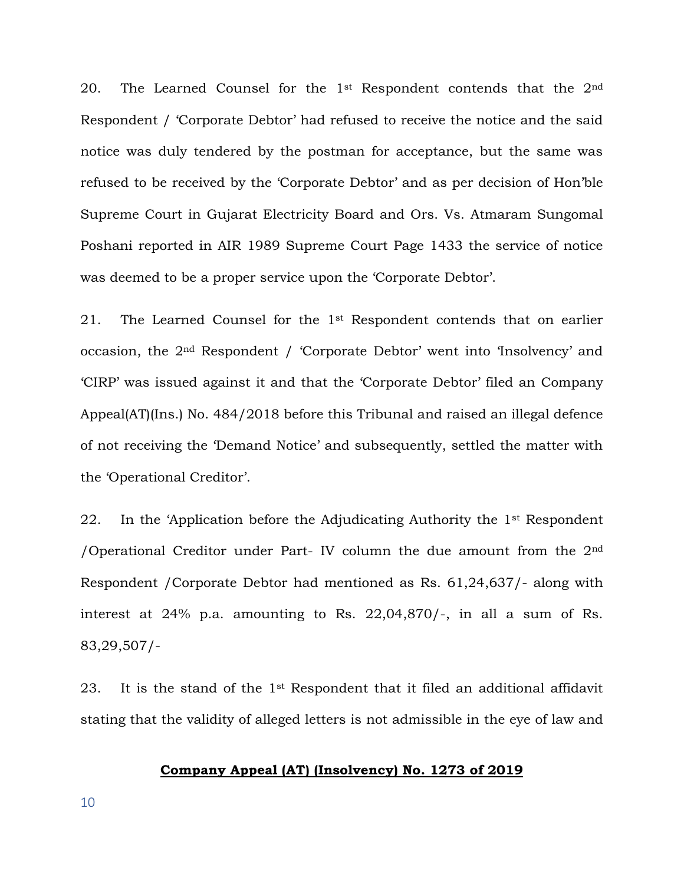20. The Learned Counsel for the 1st Respondent contends that the 2nd Respondent / 'Corporate Debtor' had refused to receive the notice and the said notice was duly tendered by the postman for acceptance, but the same was refused to be received by the 'Corporate Debtor' and as per decision of Hon'ble Supreme Court in Gujarat Electricity Board and Ors. Vs. Atmaram Sungomal Poshani reported in AIR 1989 Supreme Court Page 1433 the service of notice was deemed to be a proper service upon the 'Corporate Debtor'.

21. The Learned Counsel for the 1st Respondent contends that on earlier occasion, the 2nd Respondent / 'Corporate Debtor' went into 'Insolvency' and 'CIRP' was issued against it and that the 'Corporate Debtor' filed an Company Appeal(AT)(Ins.) No. 484/2018 before this Tribunal and raised an illegal defence of not receiving the 'Demand Notice' and subsequently, settled the matter with the 'Operational Creditor'.

22. In the 'Application before the Adjudicating Authority the 1st Respondent /Operational Creditor under Part- IV column the due amount from the 2nd Respondent /Corporate Debtor had mentioned as Rs. 61,24,637/- along with interest at 24% p.a. amounting to Rs. 22,04,870/-, in all a sum of Rs. 83,29,507/-

23. It is the stand of the 1st Respondent that it filed an additional affidavit stating that the validity of alleged letters is not admissible in the eye of law and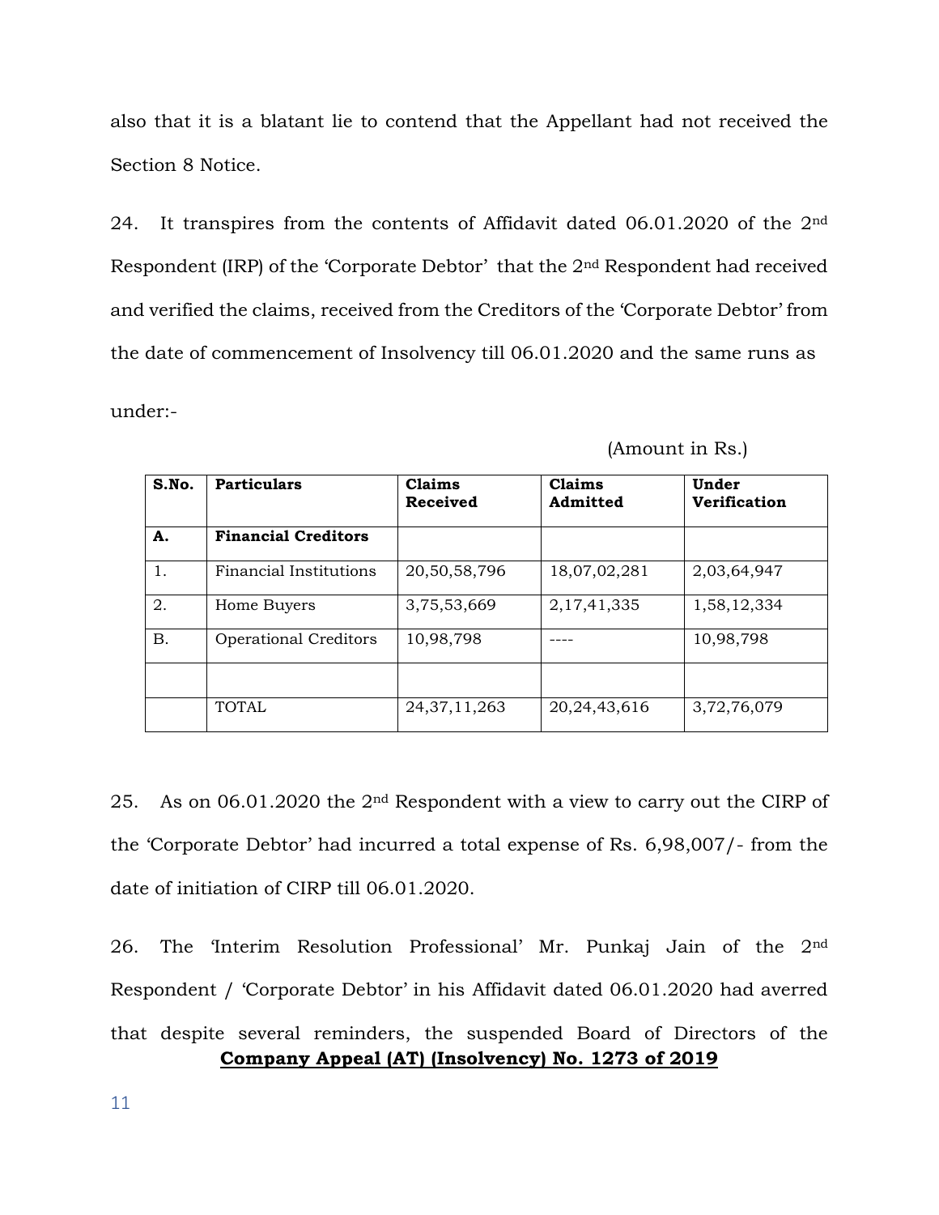also that it is a blatant lie to contend that the Appellant had not received the Section 8 Notice.

24. It transpires from the contents of Affidavit dated 06.01.2020 of the 2nd Respondent (IRP) of the 'Corporate Debtor' that the 2nd Respondent had received and verified the claims, received from the Creditors of the 'Corporate Debtor' from the date of commencement of Insolvency till 06.01.2020 and the same runs as under:-

(Amount in Rs.)

| **S.No.** | **Particulars** | **Claims Received** | **Claims Admitted** | **Under Verification** |
|---|---|---|---|---|
| **A.** | **Financial Creditors** | | | |
| 1. | Financial Institutions | 20,50,58,796 | 18,07,02,281 | 2,03,64,947 |
| 2. | Home Buyers | 3,75,53,669 | 2,17,41,335 | 1,58,12,334 |
| B. | Operational Creditors | 10,98,798 | ---- | 10,98,798 |
| | | | | |
| | TOTAL | 24,37,11,263 | 20,24,43,616 | 3,72,76,079 |

25. As on 06.01.2020 the 2nd Respondent with a view to carry out the CIRP of the 'Corporate Debtor' had incurred a total expense of Rs. 6,98,007/- from the date of initiation of CIRP till 06.01.2020.

26. The 'Interim Resolution Professional' Mr. Punkaj Jain of the 2nd Respondent / 'Corporate Debtor' in his Affidavit dated 06.01.2020 had averred that despite several reminders, the suspended Board of Directors of the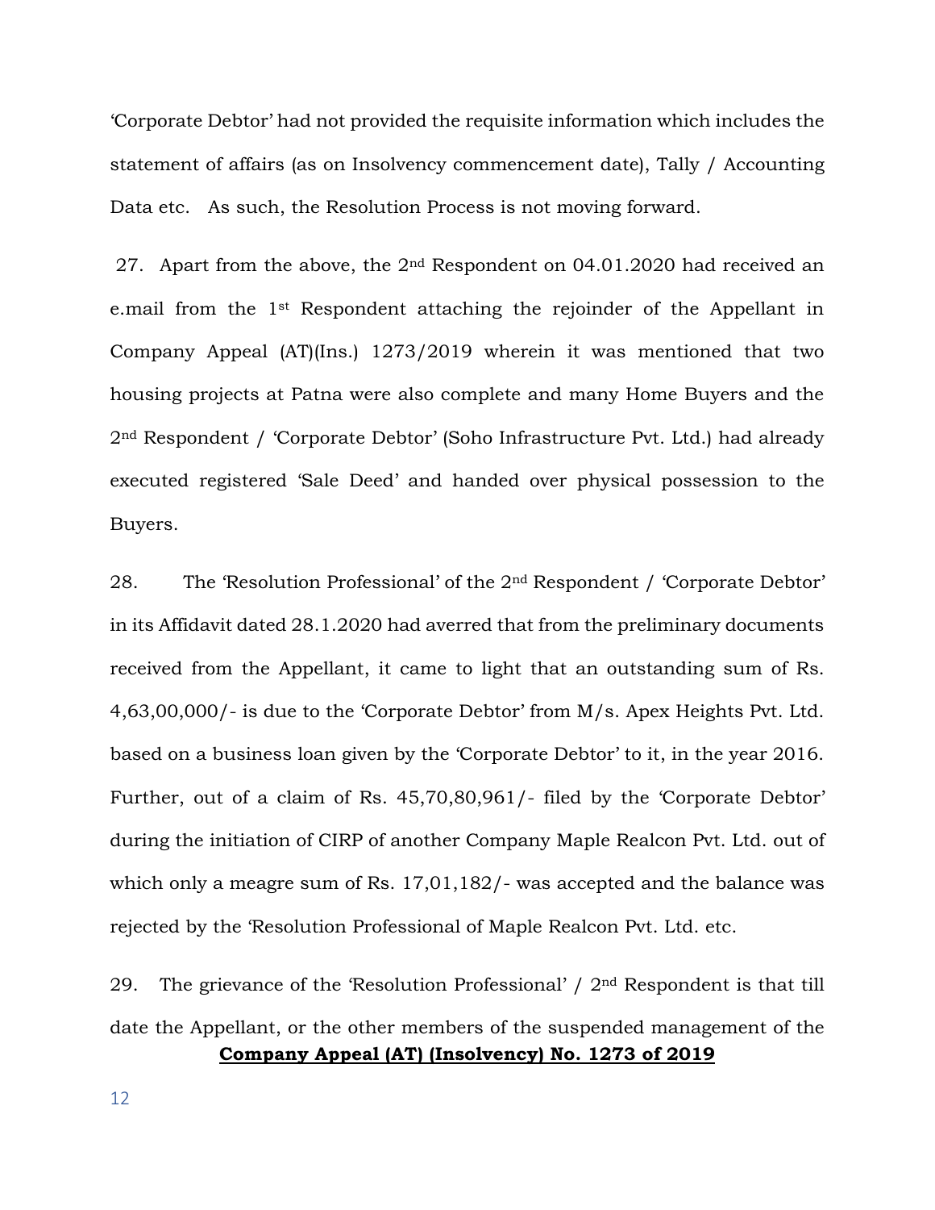'Corporate Debtor' had not provided the requisite information which includes the statement of affairs (as on Insolvency commencement date), Tally / Accounting Data etc. As such, the Resolution Process is not moving forward.

27. Apart from the above, the 2nd Respondent on 04.01.2020 had received an e.mail from the 1st Respondent attaching the rejoinder of the Appellant in Company Appeal (AT)(Ins.) 1273/2019 wherein it was mentioned that two housing projects at Patna were also complete and many Home Buyers and the 2nd Respondent / 'Corporate Debtor' (Soho Infrastructure Pvt. Ltd.) had already executed registered 'Sale Deed' and handed over physical possession to the Buyers.

28. The 'Resolution Professional' of the 2nd Respondent / 'Corporate Debtor' in its Affidavit dated 28.1.2020 had averred that from the preliminary documents received from the Appellant, it came to light that an outstanding sum of Rs. 4,63,00,000/- is due to the 'Corporate Debtor' from M/s. Apex Heights Pvt. Ltd. based on a business loan given by the 'Corporate Debtor' to it, in the year 2016. Further, out of a claim of Rs. 45,70,80,961/- filed by the 'Corporate Debtor' during the initiation of CIRP of another Company Maple Realcon Pvt. Ltd. out of which only a meagre sum of Rs. 17,01,182/- was accepted and the balance was rejected by the 'Resolution Professional of Maple Realcon Pvt. Ltd. etc.

29. The grievance of the 'Resolution Professional' / 2nd Respondent is that till date the Appellant, or the other members of the suspended management of the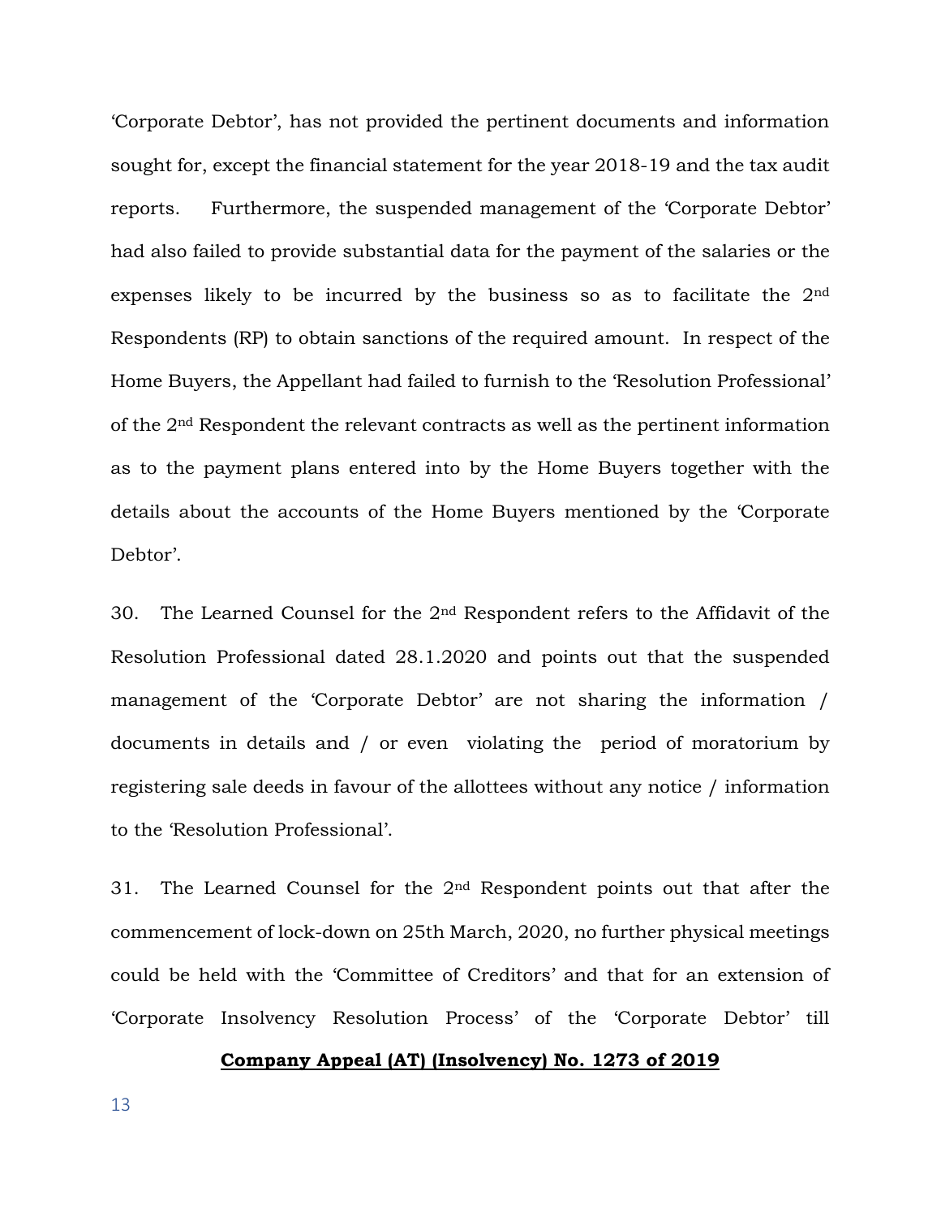'Corporate Debtor', has not provided the pertinent documents and information sought for, except the financial statement for the year 2018-19 and the tax audit reports. Furthermore, the suspended management of the 'Corporate Debtor' had also failed to provide substantial data for the payment of the salaries or the expenses likely to be incurred by the business so as to facilitate the 2nd Respondents (RP) to obtain sanctions of the required amount. In respect of the Home Buyers, the Appellant had failed to furnish to the 'Resolution Professional' of the 2nd Respondent the relevant contracts as well as the pertinent information as to the payment plans entered into by the Home Buyers together with the details about the accounts of the Home Buyers mentioned by the 'Corporate Debtor'.

30. The Learned Counsel for the 2nd Respondent refers to the Affidavit of the Resolution Professional dated 28.1.2020 and points out that the suspended management of the 'Corporate Debtor' are not sharing the information / documents in details and / or even violating the period of moratorium by registering sale deeds in favour of the allottees without any notice / information to the 'Resolution Professional'.

31. The Learned Counsel for the 2nd Respondent points out that after the commencement of lock-down on 25th March, 2020, no further physical meetings could be held with the 'Committee of Creditors' and that for an extension of 'Corporate Insolvency Resolution Process' of the 'Corporate Debtor' till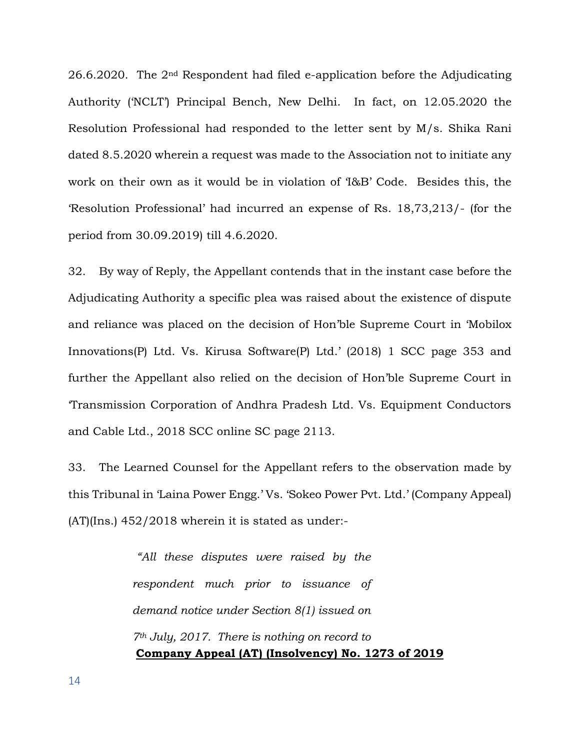26.6.2020. The 2nd Respondent had filed e-application before the Adjudicating Authority ('NCLT') Principal Bench, New Delhi. In fact, on 12.05.2020 the Resolution Professional had responded to the letter sent by M/s. Shika Rani dated 8.5.2020 wherein a request was made to the Association not to initiate any work on their own as it would be in violation of 'I&B' Code. Besides this, the 'Resolution Professional' had incurred an expense of Rs. 18,73,213/- (for the period from 30.09.2019) till 4.6.2020.

32. By way of Reply, the Appellant contends that in the instant case before the Adjudicating Authority a specific plea was raised about the existence of dispute and reliance was placed on the decision of Hon'ble Supreme Court in 'Mobilox Innovations(P) Ltd. Vs. Kirusa Software(P) Ltd.' (2018) 1 SCC page 353 and further the Appellant also relied on the decision of Hon'ble Supreme Court in 'Transmission Corporation of Andhra Pradesh Ltd. Vs. Equipment Conductors and Cable Ltd., 2018 SCC online SC page 2113.

33. The Learned Counsel for the Appellant refers to the observation made by this Tribunal in 'Laina Power Engg.' Vs. 'Sokeo Power Pvt. Ltd.' (Company Appeal) (AT)(Ins.) 452/2018 wherein it is stated as under:-

> *"All these disputes were raised by the respondent much prior to issuance of demand notice under Section 8(1) issued on 7th July, 2017. There is nothing on record to*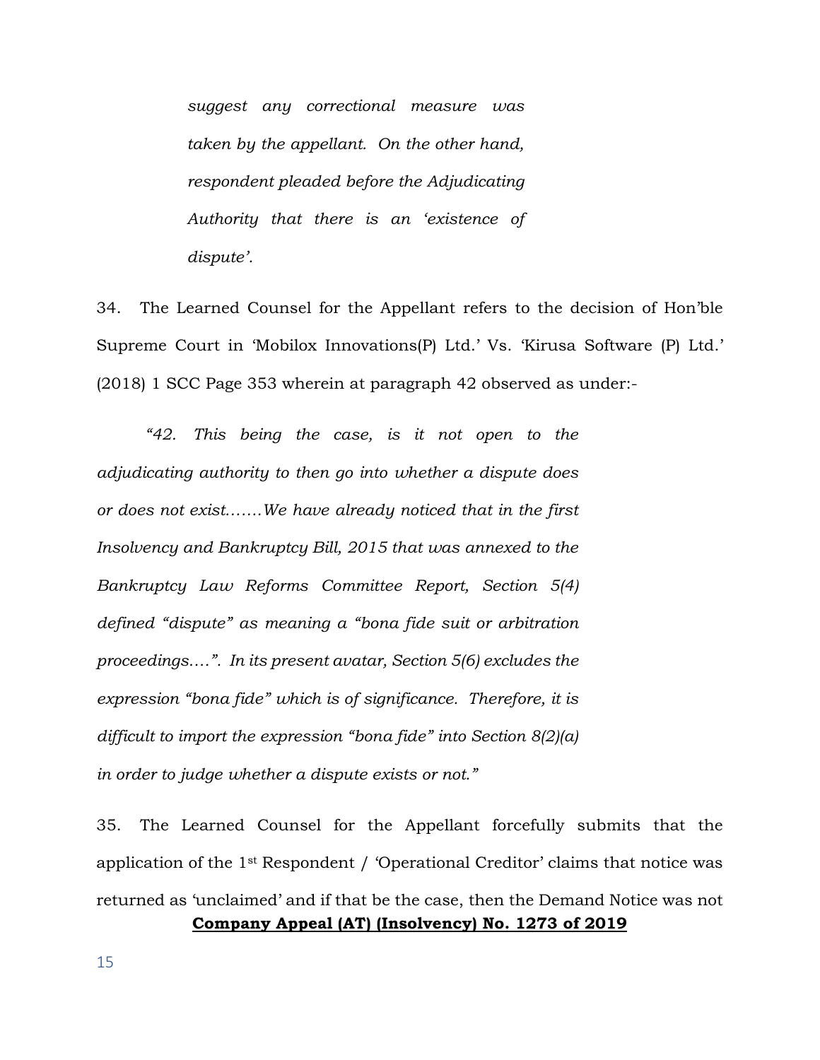*suggest any correctional measure was taken by the appellant. On the other hand, respondent pleaded before the Adjudicating Authority that there is an 'existence of dispute'.*

34. The Learned Counsel for the Appellant refers to the decision of Hon'ble Supreme Court in 'Mobilox Innovations(P) Ltd.' Vs. 'Kirusa Software (P) Ltd.' (2018) 1 SCC Page 353 wherein at paragraph 42 observed as under:-

> *"42. This being the case, is it not open to the adjudicating authority to then go into whether a dispute does or does not exist.......We have already noticed that in the first Insolvency and Bankruptcy Bill, 2015 that was annexed to the Bankruptcy Law Reforms Committee Report, Section 5(4) defined "dispute" as meaning a "bona fide suit or arbitration proceedings....". In its present avatar, Section 5(6) excludes the expression "bona fide" which is of significance. Therefore, it is difficult to import the expression "bona fide" into Section 8(2)(a) in order to judge whether a dispute exists or not."*

35. The Learned Counsel for the Appellant forcefully submits that the application of the 1st Respondent / 'Operational Creditor' claims that notice was returned as 'unclaimed' and if that be the case, then the Demand Notice was not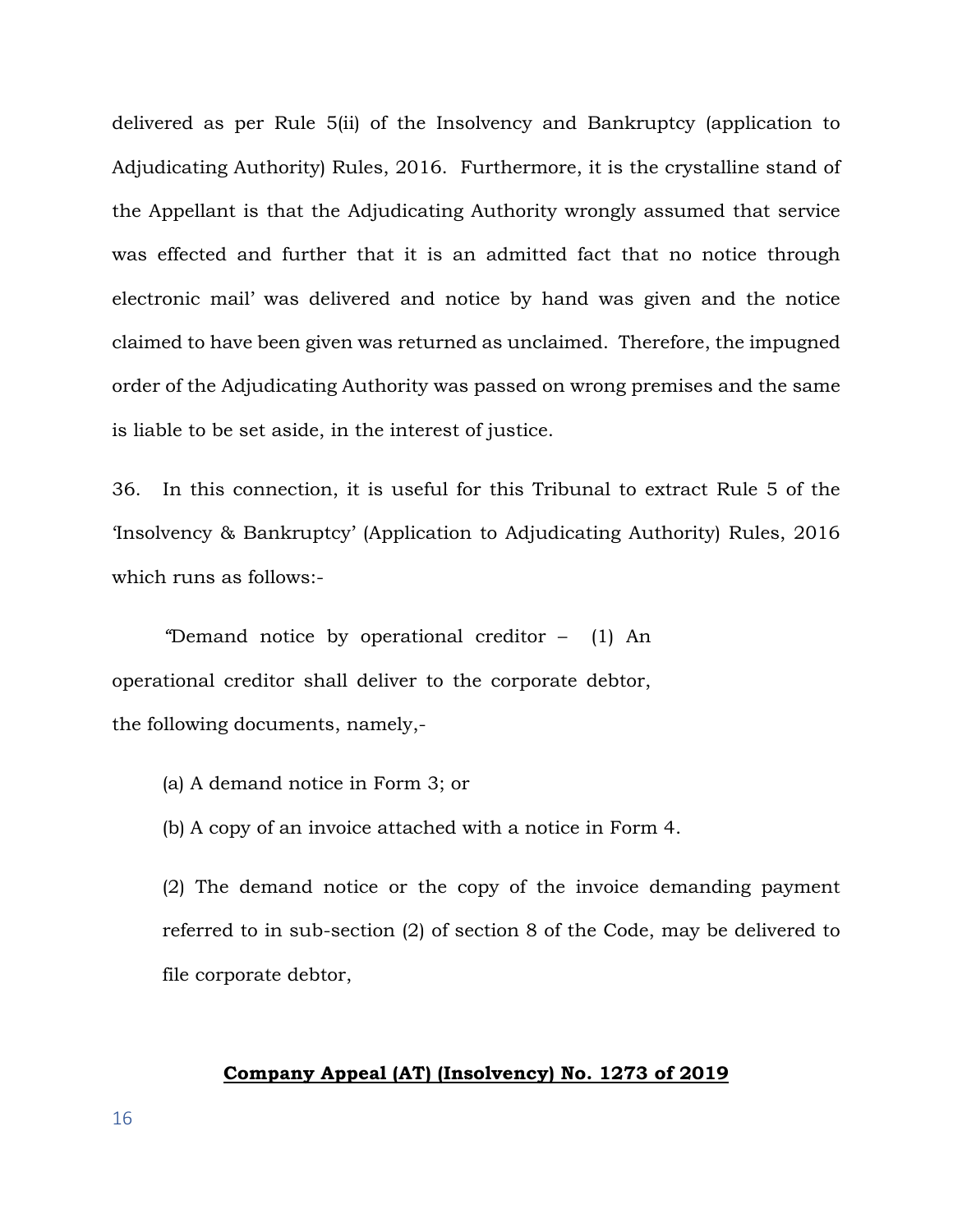delivered as per Rule 5(ii) of the Insolvency and Bankruptcy (application to Adjudicating Authority) Rules, 2016. Furthermore, it is the crystalline stand of the Appellant is that the Adjudicating Authority wrongly assumed that service was effected and further that it is an admitted fact that no notice through electronic mail' was delivered and notice by hand was given and the notice claimed to have been given was returned as unclaimed. Therefore, the impugned order of the Adjudicating Authority was passed on wrong premises and the same is liable to be set aside, in the interest of justice.

36. In this connection, it is useful for this Tribunal to extract Rule 5 of the 'Insolvency & Bankruptcy' (Application to Adjudicating Authority) Rules, 2016 which runs as follows:-

> "Demand notice by operational creditor – (1) An operational creditor shall deliver to the corporate debtor, the following documents, namely,-
>
> (a) A demand notice in Form 3; or
>
> (b) A copy of an invoice attached with a notice in Form 4.
>
> (2) The demand notice or the copy of the invoice demanding payment referred to in sub-section (2) of section 8 of the Code, may be delivered to file corporate debtor,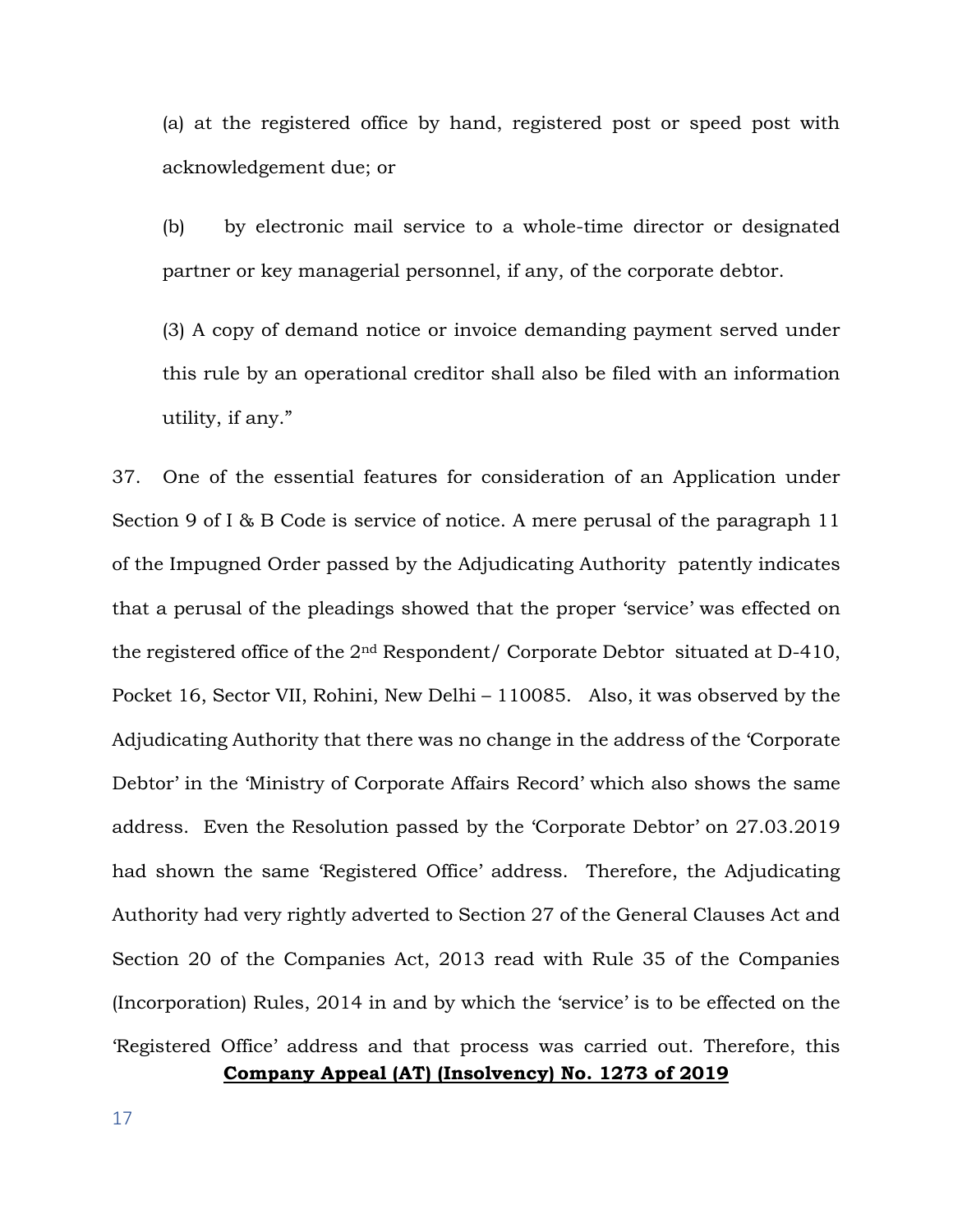(a) at the registered office by hand, registered post or speed post with acknowledgement due; or

(b) by electronic mail service to a whole-time director or designated partner or key managerial personnel, if any, of the corporate debtor.

(3) A copy of demand notice or invoice demanding payment served under this rule by an operational creditor shall also be filed with an information utility, if any."

37. One of the essential features for consideration of an Application under Section 9 of I & B Code is service of notice. A mere perusal of the paragraph 11 of the Impugned Order passed by the Adjudicating Authority patently indicates that a perusal of the pleadings showed that the proper 'service' was effected on the registered office of the 2nd Respondent/ Corporate Debtor situated at D-410, Pocket 16, Sector VII, Rohini, New Delhi – 110085. Also, it was observed by the Adjudicating Authority that there was no change in the address of the 'Corporate Debtor' in the 'Ministry of Corporate Affairs Record' which also shows the same address. Even the Resolution passed by the 'Corporate Debtor' on 27.03.2019 had shown the same 'Registered Office' address. Therefore, the Adjudicating Authority had very rightly adverted to Section 27 of the General Clauses Act and Section 20 of the Companies Act, 2013 read with Rule 35 of the Companies (Incorporation) Rules, 2014 in and by which the 'service' is to be effected on the 'Registered Office' address and that process was carried out. Therefore, this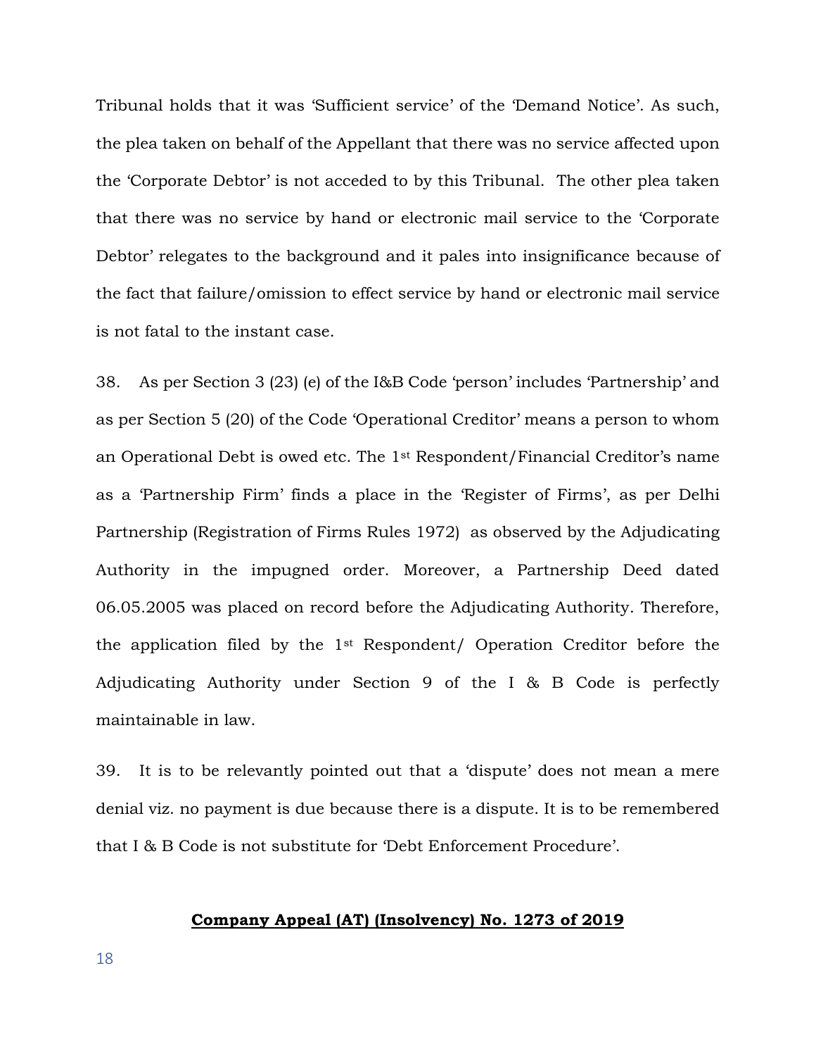Tribunal holds that it was 'Sufficient service' of the 'Demand Notice'. As such, the plea taken on behalf of the Appellant that there was no service affected upon the 'Corporate Debtor' is not acceded to by this Tribunal. The other plea taken that there was no service by hand or electronic mail service to the 'Corporate Debtor' relegates to the background and it pales into insignificance because of the fact that failure/omission to effect service by hand or electronic mail service is not fatal to the instant case.

38. As per Section 3 (23) (e) of the I&B Code 'person' includes 'Partnership' and as per Section 5 (20) of the Code 'Operational Creditor' means a person to whom an Operational Debt is owed etc. The 1st Respondent/Financial Creditor's name as a 'Partnership Firm' finds a place in the 'Register of Firms', as per Delhi Partnership (Registration of Firms Rules 1972) as observed by the Adjudicating Authority in the impugned order. Moreover, a Partnership Deed dated 06.05.2005 was placed on record before the Adjudicating Authority. Therefore, the application filed by the 1st Respondent/ Operation Creditor before the Adjudicating Authority under Section 9 of the I & B Code is perfectly maintainable in law.

39. It is to be relevantly pointed out that a 'dispute' does not mean a mere denial viz. no payment is due because there is a dispute. It is to be remembered that I & B Code is not substitute for 'Debt Enforcement Procedure'.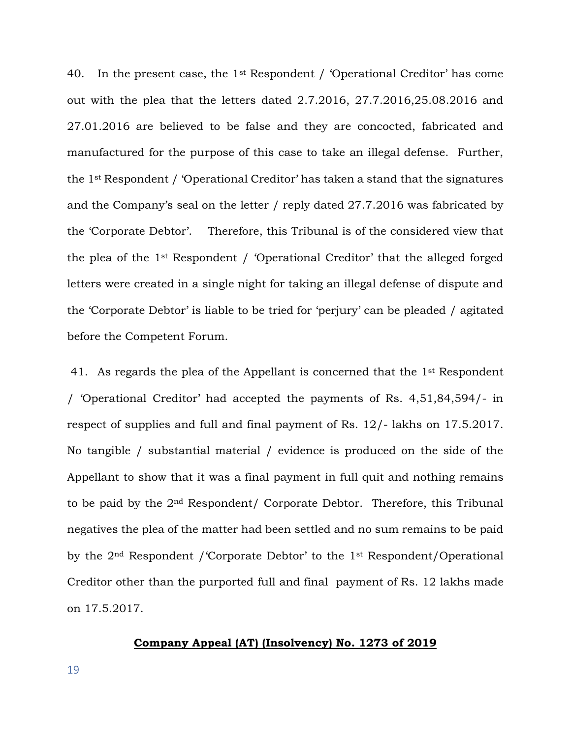40. In the present case, the 1st Respondent / 'Operational Creditor' has come out with the plea that the letters dated 2.7.2016, 27.7.2016,25.08.2016 and 27.01.2016 are believed to be false and they are concocted, fabricated and manufactured for the purpose of this case to take an illegal defense. Further, the 1st Respondent / 'Operational Creditor' has taken a stand that the signatures and the Company's seal on the letter / reply dated 27.7.2016 was fabricated by the 'Corporate Debtor'. Therefore, this Tribunal is of the considered view that the plea of the 1st Respondent / 'Operational Creditor' that the alleged forged letters were created in a single night for taking an illegal defense of dispute and the 'Corporate Debtor' is liable to be tried for 'perjury' can be pleaded / agitated before the Competent Forum.

41. As regards the plea of the Appellant is concerned that the 1st Respondent / 'Operational Creditor' had accepted the payments of Rs. 4,51,84,594/- in respect of supplies and full and final payment of Rs. 12/- lakhs on 17.5.2017. No tangible / substantial material / evidence is produced on the side of the Appellant to show that it was a final payment in full quit and nothing remains to be paid by the 2nd Respondent/ Corporate Debtor. Therefore, this Tribunal negatives the plea of the matter had been settled and no sum remains to be paid by the 2nd Respondent /'Corporate Debtor' to the 1st Respondent/Operational Creditor other than the purported full and final payment of Rs. 12 lakhs made on 17.5.2017.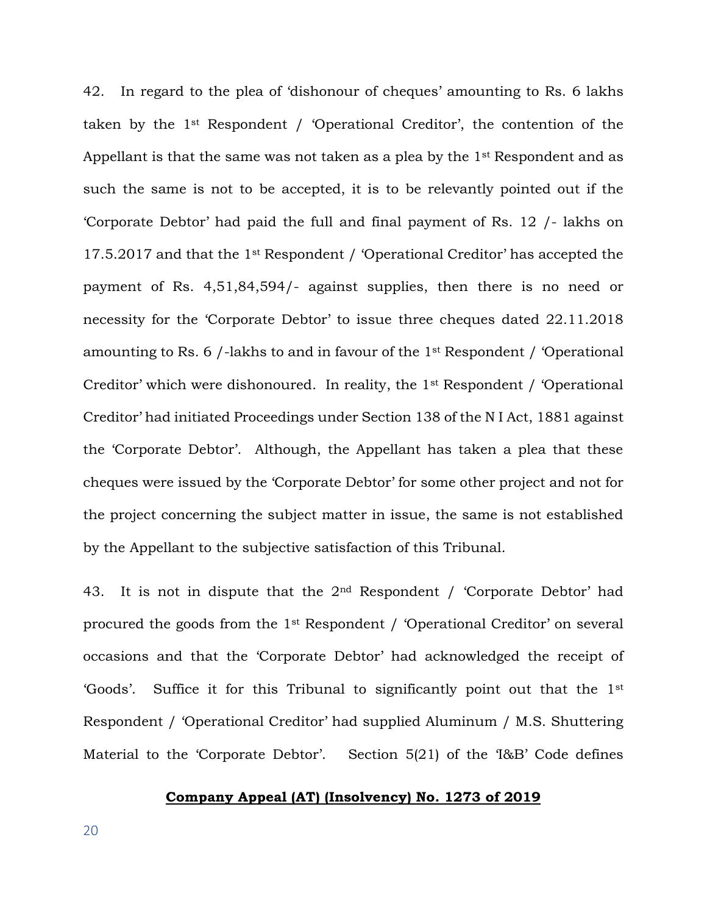42. In regard to the plea of 'dishonour of cheques' amounting to Rs. 6 lakhs taken by the 1st Respondent / 'Operational Creditor', the contention of the Appellant is that the same was not taken as a plea by the 1st Respondent and as such the same is not to be accepted, it is to be relevantly pointed out if the 'Corporate Debtor' had paid the full and final payment of Rs. 12 /- lakhs on 17.5.2017 and that the 1st Respondent / 'Operational Creditor' has accepted the payment of Rs. 4,51,84,594/- against supplies, then there is no need or necessity for the 'Corporate Debtor' to issue three cheques dated 22.11.2018 amounting to Rs. 6 /-lakhs to and in favour of the 1st Respondent / 'Operational Creditor' which were dishonoured. In reality, the 1st Respondent / 'Operational Creditor' had initiated Proceedings under Section 138 of the N I Act, 1881 against the 'Corporate Debtor'. Although, the Appellant has taken a plea that these cheques were issued by the 'Corporate Debtor' for some other project and not for the project concerning the subject matter in issue, the same is not established by the Appellant to the subjective satisfaction of this Tribunal.

43. It is not in dispute that the 2nd Respondent / 'Corporate Debtor' had procured the goods from the 1st Respondent / 'Operational Creditor' on several occasions and that the 'Corporate Debtor' had acknowledged the receipt of 'Goods'. Suffice it for this Tribunal to significantly point out that the 1st Respondent / 'Operational Creditor' had supplied Aluminum / M.S. Shuttering Material to the 'Corporate Debtor'. Section 5(21) of the 'I&B' Code defines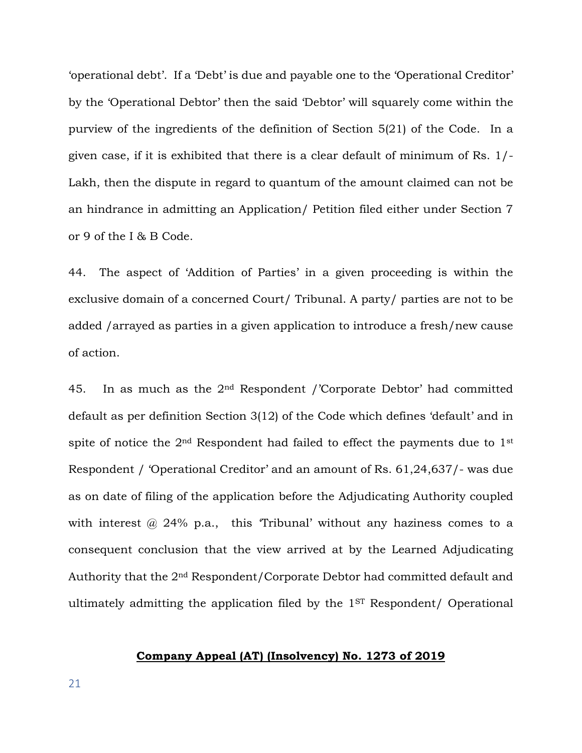'operational debt'. If a 'Debt' is due and payable one to the 'Operational Creditor' by the 'Operational Debtor' then the said 'Debtor' will squarely come within the purview of the ingredients of the definition of Section 5(21) of the Code. In a given case, if it is exhibited that there is a clear default of minimum of Rs. 1/- Lakh, then the dispute in regard to quantum of the amount claimed can not be an hindrance in admitting an Application/ Petition filed either under Section 7 or 9 of the I & B Code.

44. The aspect of 'Addition of Parties' in a given proceeding is within the exclusive domain of a concerned Court/ Tribunal. A party/ parties are not to be added /arrayed as parties in a given application to introduce a fresh/new cause of action.

45. In as much as the 2nd Respondent /'Corporate Debtor' had committed default as per definition Section 3(12) of the Code which defines 'default' and in spite of notice the 2nd Respondent had failed to effect the payments due to 1st Respondent / 'Operational Creditor' and an amount of Rs. 61,24,637/- was due as on date of filing of the application before the Adjudicating Authority coupled with interest @ 24% p.a., this 'Tribunal' without any haziness comes to a consequent conclusion that the view arrived at by the Learned Adjudicating Authority that the 2nd Respondent/Corporate Debtor had committed default and ultimately admitting the application filed by the 1ST Respondent/ Operational

**Company Appeal (AT) (Insolvency) No. 1273 of 2019**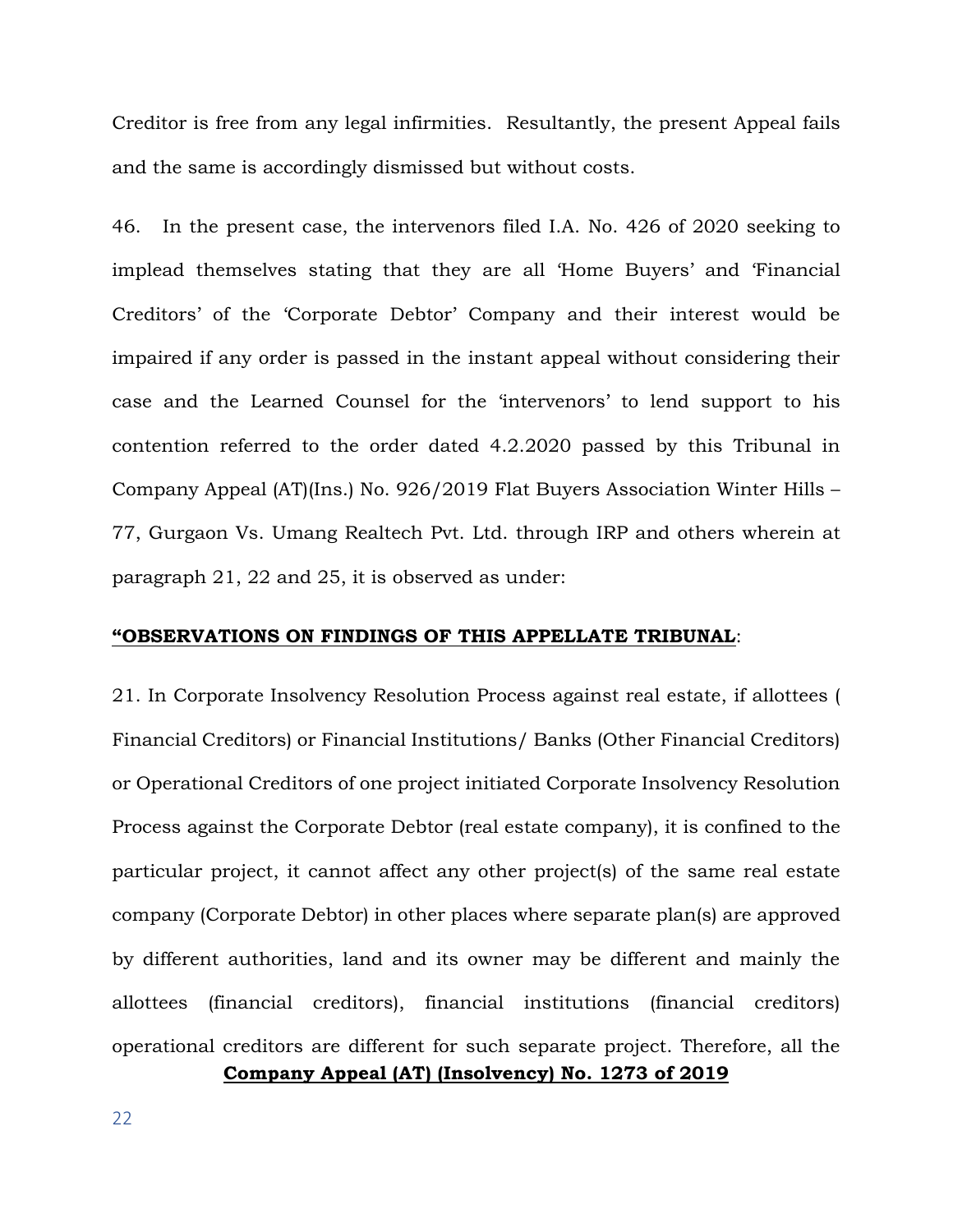Creditor is free from any legal infirmities. Resultantly, the present Appeal fails and the same is accordingly dismissed but without costs.

46. In the present case, the intervenors filed I.A. No. 426 of 2020 seeking to implead themselves stating that they are all 'Home Buyers' and 'Financial Creditors' of the 'Corporate Debtor' Company and their interest would be impaired if any order is passed in the instant appeal without considering their case and the Learned Counsel for the 'intervenors' to lend support to his contention referred to the order dated 4.2.2020 passed by this Tribunal in Company Appeal (AT)(Ins.) No. 926/2019 Flat Buyers Association Winter Hills – 77, Gurgaon Vs. Umang Realtech Pvt. Ltd. through IRP and others wherein at paragraph 21, 22 and 25, it is observed as under:

"**<u>OBSERVATIONS ON FINDINGS OF THIS APPELLATE TRIBUNAL</u>**:

21. In Corporate Insolvency Resolution Process against real estate, if allottees ( Financial Creditors) or Financial Institutions/ Banks (Other Financial Creditors) or Operational Creditors of one project initiated Corporate Insolvency Resolution Process against the Corporate Debtor (real estate company), it is confined to the particular project, it cannot affect any other project(s) of the same real estate company (Corporate Debtor) in other places where separate plan(s) are approved by different authorities, land and its owner may be different and mainly the allottees (financial creditors), financial institutions (financial creditors) operational creditors are different for such separate project. Therefore, all the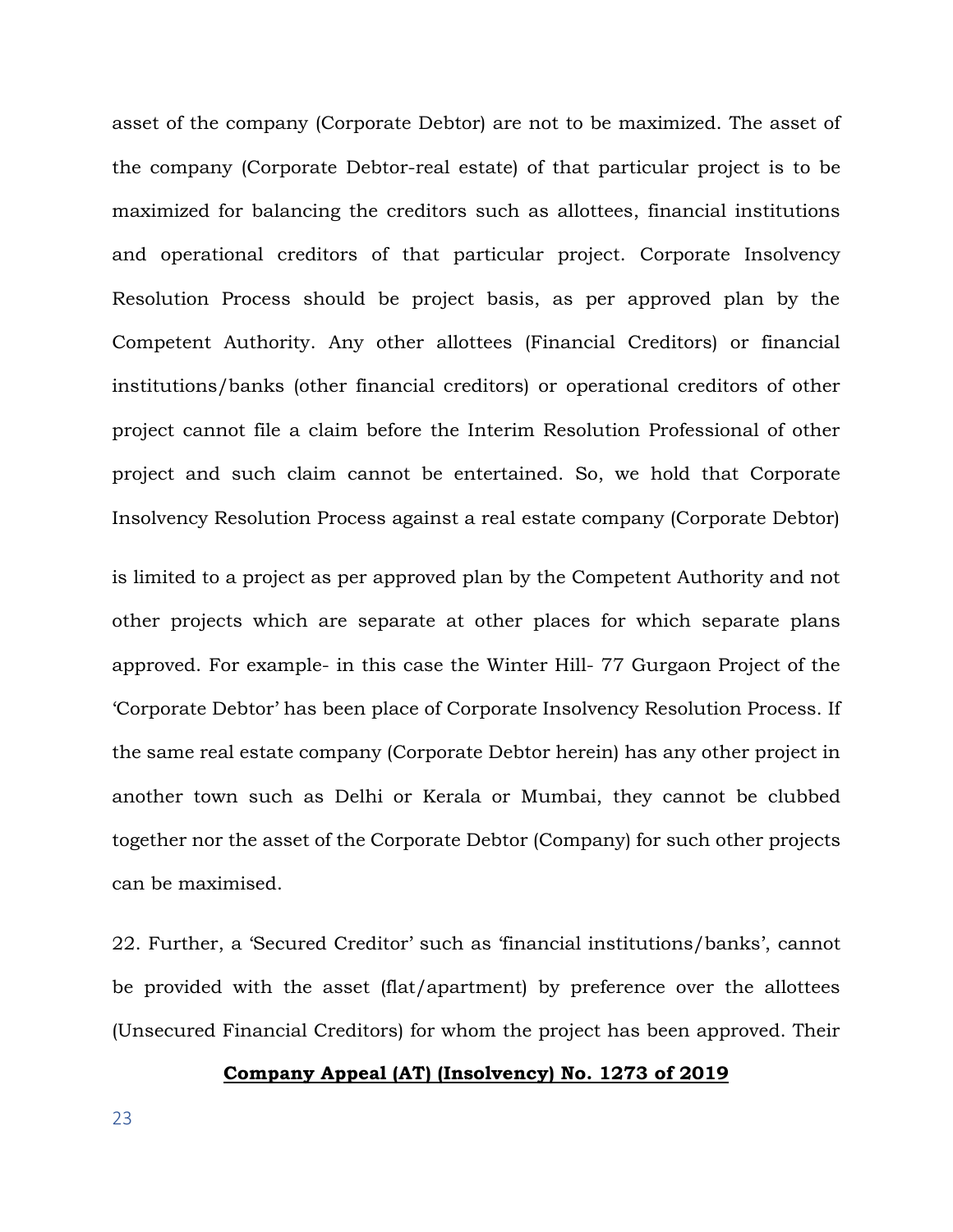asset of the company (Corporate Debtor) are not to be maximized. The asset of the company (Corporate Debtor-real estate) of that particular project is to be maximized for balancing the creditors such as allottees, financial institutions and operational creditors of that particular project. Corporate Insolvency Resolution Process should be project basis, as per approved plan by the Competent Authority. Any other allottees (Financial Creditors) or financial institutions/banks (other financial creditors) or operational creditors of other project cannot file a claim before the Interim Resolution Professional of other project and such claim cannot be entertained. So, we hold that Corporate Insolvency Resolution Process against a real estate company (Corporate Debtor) is limited to a project as per approved plan by the Competent Authority and not other projects which are separate at other places for which separate plans approved. For example- in this case the Winter Hill- 77 Gurgaon Project of the 'Corporate Debtor' has been place of Corporate Insolvency Resolution Process. If the same real estate company (Corporate Debtor herein) has any other project in another town such as Delhi or Kerala or Mumbai, they cannot be clubbed together nor the asset of the Corporate Debtor (Company) for such other projects can be maximised.

22. Further, a 'Secured Creditor' such as 'financial institutions/banks', cannot be provided with the asset (flat/apartment) by preference over the allottees (Unsecured Financial Creditors) for whom the project has been approved. Their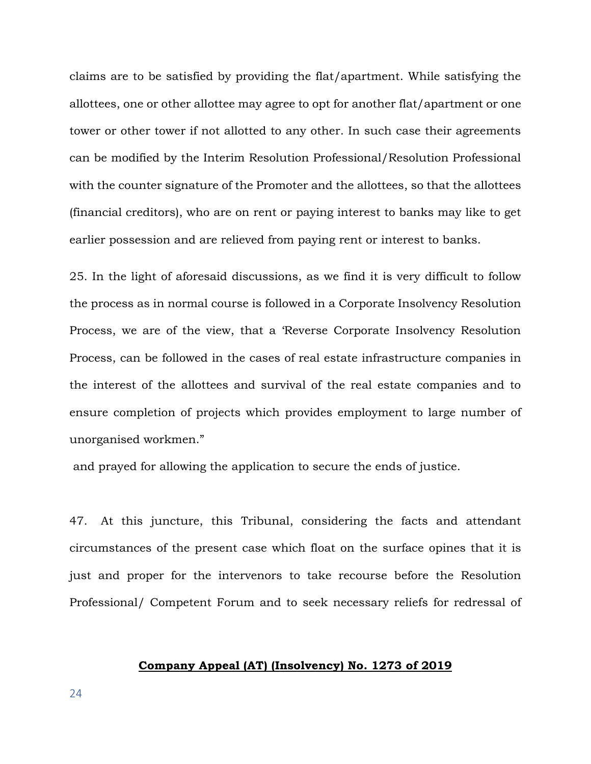claims are to be satisfied by providing the flat/apartment. While satisfying the allottees, one or other allottee may agree to opt for another flat/apartment or one tower or other tower if not allotted to any other. In such case their agreements can be modified by the Interim Resolution Professional/Resolution Professional with the counter signature of the Promoter and the allottees, so that the allottees (financial creditors), who are on rent or paying interest to banks may like to get earlier possession and are relieved from paying rent or interest to banks.

25. In the light of aforesaid discussions, as we find it is very difficult to follow the process as in normal course is followed in a Corporate Insolvency Resolution Process, we are of the view, that a 'Reverse Corporate Insolvency Resolution Process, can be followed in the cases of real estate infrastructure companies in the interest of the allottees and survival of the real estate companies and to ensure completion of projects which provides employment to large number of unorganised workmen."

and prayed for allowing the application to secure the ends of justice.

47. At this juncture, this Tribunal, considering the facts and attendant circumstances of the present case which float on the surface opines that it is just and proper for the intervenors to take recourse before the Resolution Professional/ Competent Forum and to seek necessary reliefs for redressal of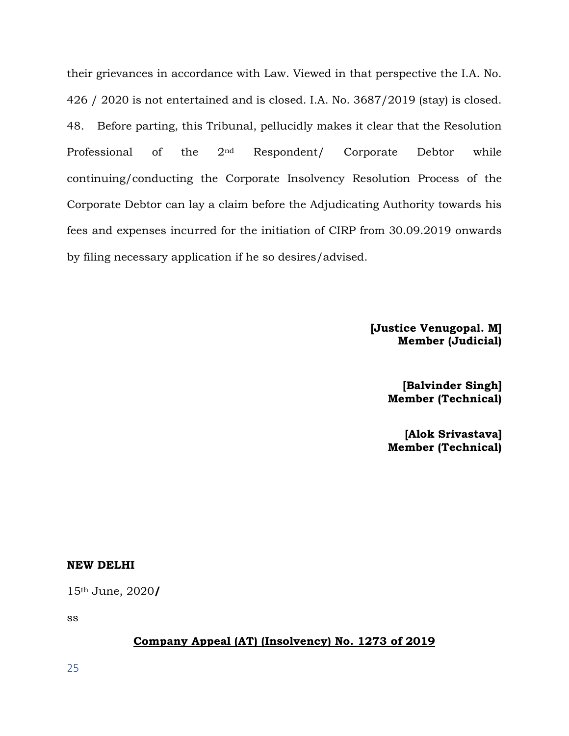their grievances in accordance with Law. Viewed in that perspective the I.A. No. 426 / 2020 is not entertained and is closed. I.A. No. 3687/2019 (stay) is closed.

48. Before parting, this Tribunal, pellucidly makes it clear that the Resolution Professional of the 2nd Respondent/ Corporate Debtor while continuing/conducting the Corporate Insolvency Resolution Process of the Corporate Debtor can lay a claim before the Adjudicating Authority towards his fees and expenses incurred for the initiation of CIRP from 30.09.2019 onwards by filing necessary application if he so desires/advised.

**[Justice Venugopal. M]**
**Member (Judicial)**

**[Balvinder Singh]**
**Member (Technical)**

**[Alok Srivastava]**
**Member (Technical)**

**NEW DELHI**

15th June, 2020**/**

ss

**Company Appeal (AT) (Insolvency) No. 1273 of 2019**